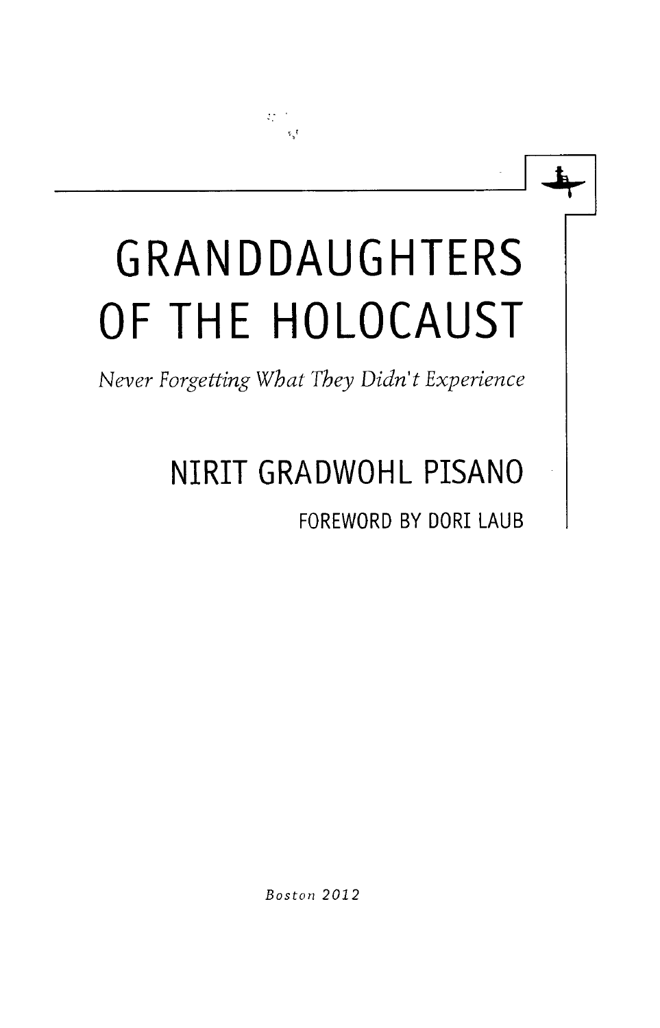# GRANDDAUGHTERS OF THE HOLOCAUST

*Never Forgetting What They Didn't Experience*

NIRIT GRADWOHL PISANO

FOREWORD BY DORI LAUB

*Boston 2012*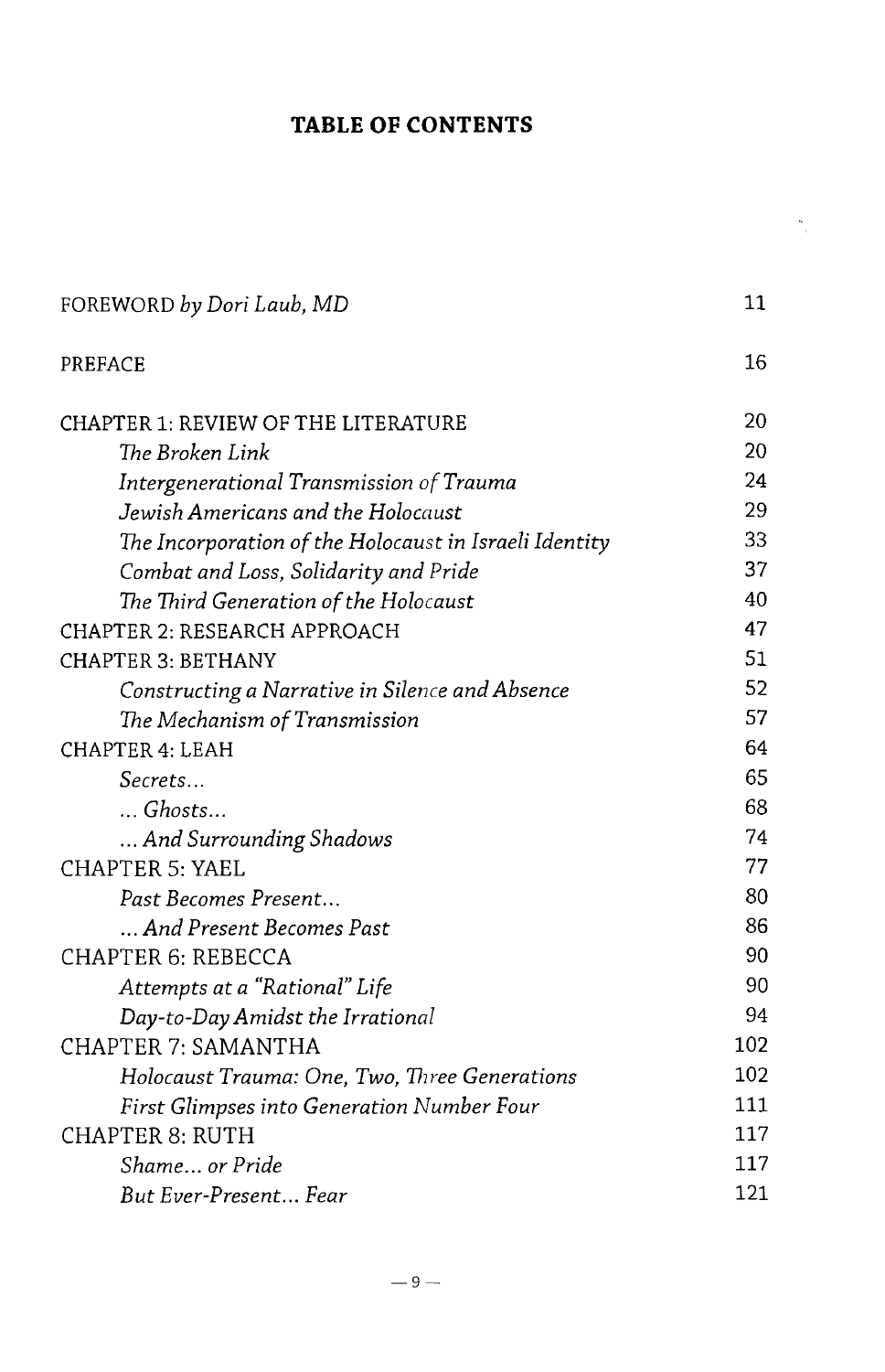# TABLE OF CONTENTS

| | |
|---|---|
| FOREWORD *by Dori Laub, MD* | 11 |
| PREFACE | 16 |
| CHAPTER 1: REVIEW OF THE LITERATURE | 20 |
| *The Broken Link* | 20 |
| *Intergenerational Transmission of Trauma* | 24 |
| *Jewish Americans and the Holocaust* | 29 |
| *The Incorporation of the Holocaust in Israeli Identity* | 33 |
| *Combat and Loss, Solidarity and Pride* | 37 |
| *The Third Generation of the Holocaust* | 40 |
| CHAPTER 2: RESEARCH APPROACH | 47 |
| CHAPTER 3: BETHANY | 51 |
| *Constructing a Narrative in Silence and Absence* | 52 |
| *The Mechanism of Transmission* | 57 |
| CHAPTER 4: LEAH | 64 |
| *Secrets...* | 65 |
| *... Ghosts...* | 68 |
| *... And Surrounding Shadows* | 74 |
| CHAPTER 5: YAEL | 77 |
| *Past Becomes Present...* | 80 |
| *... And Present Becomes Past* | 86 |
| CHAPTER 6: REBECCA | 90 |
| *Attempts at a "Rational" Life* | 90 |
| *Day-to-Day Amidst the Irrational* | 94 |
| CHAPTER 7: SAMANTHA | 102 |
| *Holocaust Trauma: One, Two, Three Generations* | 102 |
| *First Glimpses into Generation Number Four* | 111 |
| CHAPTER 8: RUTH | 117 |
| *Shame... or Pride* | 117 |
| *But Ever-Present... Fear* | 121 |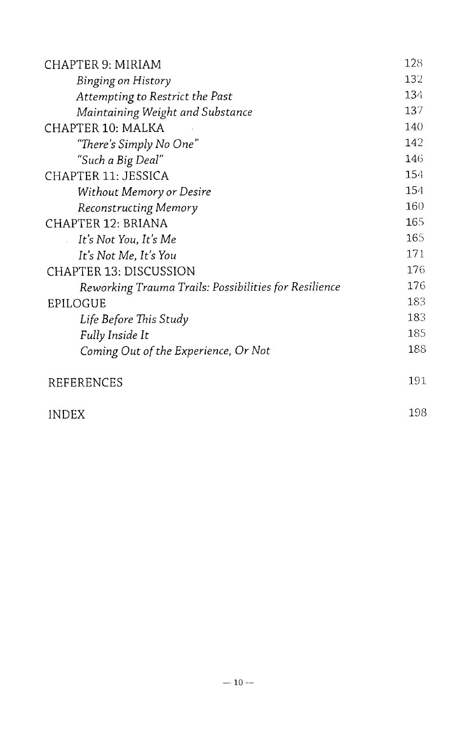| | |
|---|---|
| CHAPTER 9: MIRIAM | 128 |
| *Binging on History* | 132 |
| *Attempting to Restrict the Past* | 134 |
| *Maintaining Weight and Substance* | 137 |
| CHAPTER 10: MALKA | 140 |
| *"There's Simply No One"* | 142 |
| *"Such a Big Deal"* | 146 |
| CHAPTER 11: JESSICA | 154 |
| *Without Memory or Desire* | 154 |
| *Reconstructing Memory* | 160 |
| CHAPTER 12: BRIANA | 165 |
| *It's Not You, It's Me* | 165 |
| *It's Not Me, It's You* | 171 |
| CHAPTER 13: DISCUSSION | 176 |
| *Reworking Trauma Trails: Possibilities for Resilience* | 176 |
| EPILOGUE | 183 |
| *Life Before This Study* | 183 |
| *Fully Inside It* | 185 |
| *Coming Out of the Experience, Or Not* | 188 |
| REFERENCES | 191 |
| INDEX | 198 |